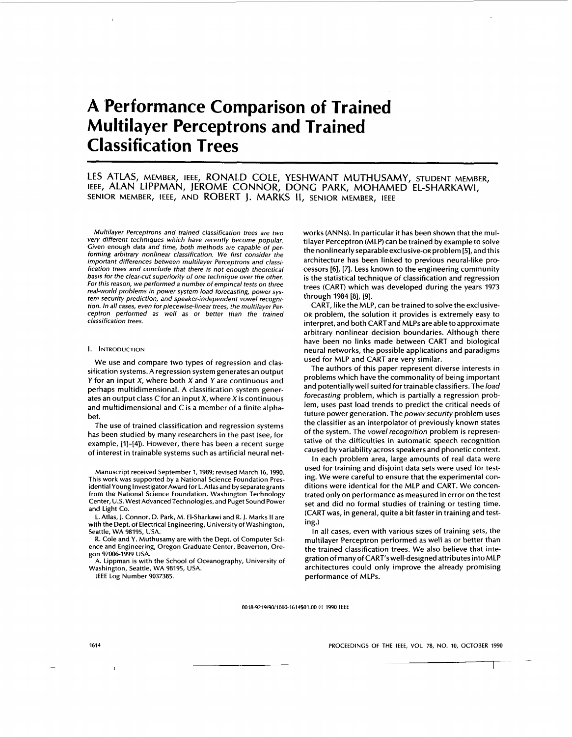# A Performance Comparison of Trained Multilayer Perceptrons and Trained Classification Trees

LES ATLAS, MEMBER, IEEE, RONALD COLE, YESHWANT MUTHUSAMY, STUDENT MEMBER, IEEE, ALAN LIPPMAN, JEROME CONNOR, DONG PARK, MOHAMED EL-SHARKAWI, SENIOR MEMBER, IEEE, AND ROBERT J. MARKS II, SENIOR MEMBER, IEEE

*Multilayer Perceptrons and trained classification trees are two very different techniques which have recently become popular. Given enough data and time, both methods are capable of performing arbitrary nonlinear classification. We first consider the important differences between multilayer Perceptrons and classification trees and conclude that there is not enough theoretical basis for the clear-cut superiority of one technique over the other. For this reason, we performed a number of empirical tests on three real-world problems in power system load forecasting, power system security prediction, and speaker-independent vowel recognition. In all cases, even for piecewise-linear trees, the multilayer Perceptron performed as well as or better than the trained classification trees.*

## I. Introduction

We use and compare two types of regression and classification systems. A regression system generates an output $Y$ for an input $X$, where both $X$ and $Y$ are continuous and perhaps multidimensional. A classification system generates an output class $C$ for an input $X$, where $X$ is continuous and multidimensional and $C$ is a member of a finite alphabet.

The use of trained classification and regression systems has been studied by many researchers in the past (see, for example, [1]–[4]). However, there has been a recent surge of interest in trainable systems such as artificial neural networks (ANNs). In particular it has been shown that the multilayer Perceptron (MLP) can be trained by example to solve the nonlinearly separable exclusive-OR problem [5], and this architecture has been linked to previous neural-like processors [6], [7]. Less known to the engineering community is the statistical technique of classification and regression trees (CART) which was developed during the years 1973 through 1984 [8], [9].

CART, like the MLP, can be trained to solve the exclusive-OR problem, the solution it provides is extremely easy to interpret, and both CART and MLPs are able to approximate arbitrary nonlinear decision boundaries. Although there have been no links made between CART and biological neural networks, the possible applications and paradigms used for MLP and CART are very similar.

The authors of this paper represent diverse interests in problems which have the commonality of being important and potentially well suited for trainable classifiers. The *load forecasting* problem, which is partially a regression problem, uses past load trends to predict the critical needs of future power generation. The *power security* problem uses the classifier as an interpolator of previously known states of the system. The *vowel recognition* problem is representative of the difficulties in automatic speech recognition caused by variability across speakers and phonetic context.

In each problem area, large amounts of real data were used for training and disjoint data sets were used for testing. We were careful to ensure that the experimental conditions were identical for the MLP and CART. We concentrated only on performance as measured in error on the test set and did no formal studies of training or testing time. (CART was, in general, quite a bit faster in training and testing.)

In all cases, even with various sizes of training sets, the multilayer Perceptron performed as well as or better than the trained classification trees. We also believe that integration of many of CART's well-designed attributes into MLP architectures could only improve the already promising performance of MLPs.

Manuscript received September 1, 1989; revised March 16, 1990. This work was supported by a National Science Foundation Presidential Young Investigator Award for L. Atlas and by separate grants from the National Science Foundation, Washington Technology Center, U.S. West Advanced Technologies, and Puget Sound Power and Light Co.

L. Atlas, J. Connor, D. Park, M. El-Sharkawi and R. J. Marks II are with the Dept. of Electrical Engineering, University of Washington, Seattle, WA 98195, USA.

R. Cole and Y. Muthusamy are with the Dept. of Computer Science and Engineering, Oregon Graduate Center, Beaverton, Oregon 97006-1999 USA.

A. Lippman is with the School of Oceanography, University of Washington, Seattle, WA 98195, USA.

IEEE Log Number 9037385.

0018-9219/90/1000-1614$01.00 © 1990 IEEE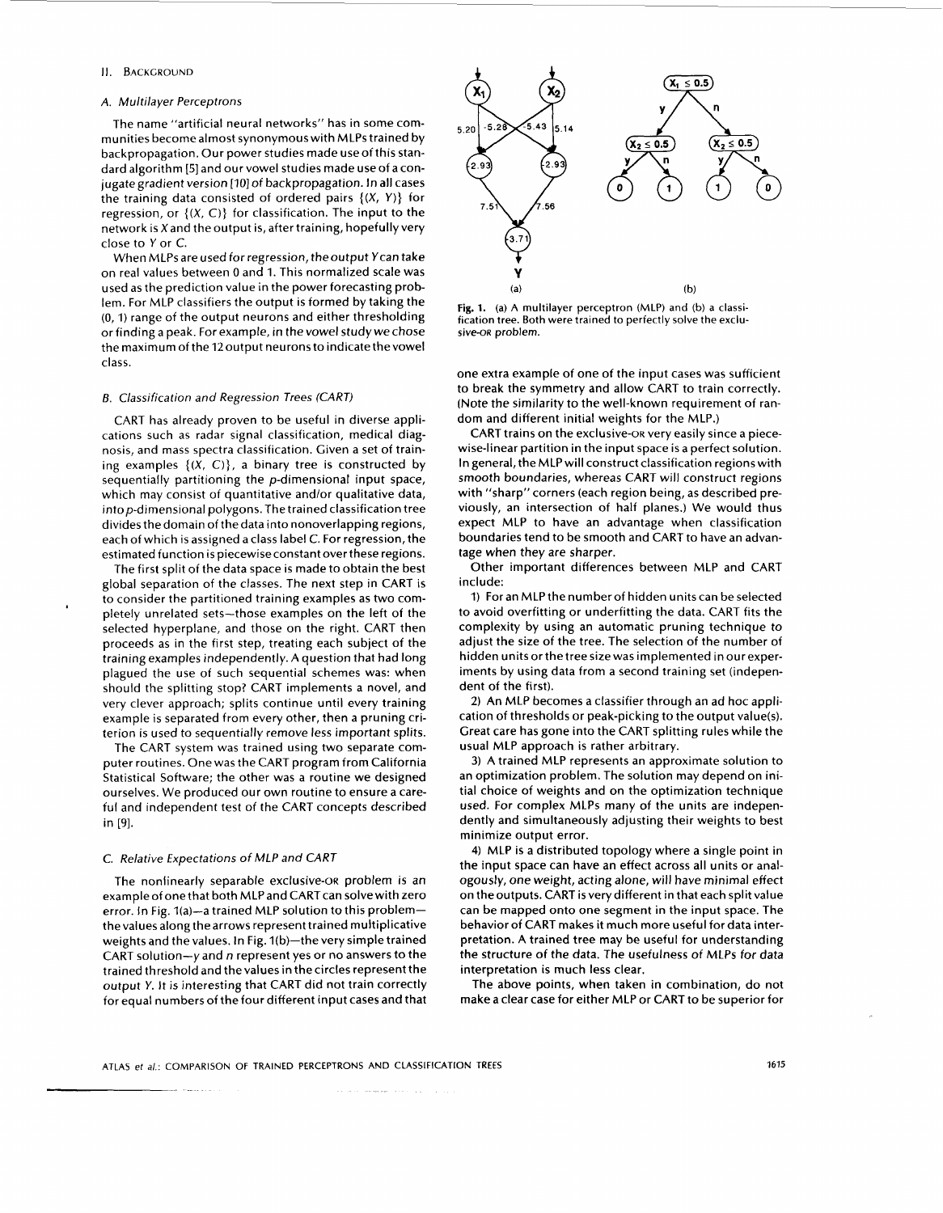## II. Background

### A. Multilayer Perceptrons

The name "artificial neural networks" has in some communities become almost synonymous with MLPs trained by backpropagation. Our power studies made use of this standard algorithm [5] and our vowel studies made use of a conjugate gradient version [10] of backpropagation. In all cases the training data consisted of ordered pairs $\{(X, Y)\}$ for regression, or $\{(X, C)\}$ for classification. The input to the network is $X$ and the output is, after training, hopefully very close to $Y$ or $C$.

When MLPs are used for regression, the output $Y$ can take on real values between 0 and 1. This normalized scale was used as the prediction value in the power forecasting problem. For MLP classifiers the output is formed by taking the (0, 1) range of the output neurons and either thresholding or finding a peak. For example, in the vowel study we chose the maximum of the 12 output neurons to indicate the vowel class.

### B. Classification and Regression Trees (CART)

CART has already proven to be useful in diverse applications such as radar signal classification, medical diagnosis, and mass spectra classification. Given a set of training examples $\{(X, C)\}$, a binary tree is constructed by sequentially partitioning the $p$-dimensional input space, which may consist of quantitative and/or qualitative data, into $p$-dimensional polygons. The trained classification tree divides the domain of the data into nonoverlapping regions, each of which is assigned a class label $C$. For regression, the estimated function is piecewise constant over these regions.

The first split of the data space is made to obtain the best global separation of the classes. The next step in CART is to consider the partitioned training examples as two completely unrelated sets—those examples on the left of the selected hyperplane, and those on the right. CART then proceeds as in the first step, treating each subject of the training examples independently. A question that had long plagued the use of such sequential schemes was: when should the splitting stop? CART implements a novel, and very clever approach; splits continue until every training example is separated from every other, then a pruning criterion is used to sequentially remove less important splits.

The CART system was trained using two separate computer routines. One was the CART program from California Statistical Software; the other was a routine we designed ourselves. We produced our own routine to ensure a careful and independent test of the CART concepts described in [9].

### C. Relative Expectations of MLP and CART

The nonlinearly separable exclusive-OR problem is an example of one that both MLP and CART can solve with zero error. In Fig. 1(a)—a trained MLP solution to this problem—the values along the arrows represent trained multiplicative weights and the values. In Fig. 1(b)—the very simple trained CART solution—$y$ and $n$ represent yes or no answers to the trained threshold and the values in the circles represent the output $Y$. It is interesting that CART did not train correctly for equal numbers of the four different input cases and that one extra example of one of the input cases was sufficient to break the symmetry and allow CART to train correctly. (Note the similarity to the well-known requirement of random and different initial weights for the MLP.)

**Fig. 1.** (a) A multilayer perceptron (MLP) and (b) a classification tree. Both were trained to perfectly solve the exclusive-OR problem.

CART trains on the exclusive-OR very easily since a piecewise-linear partition in the input space is a perfect solution. In general, the MLP will construct classification regions with smooth boundaries, whereas CART will construct regions with "sharp" corners (each region being, as described previously, an intersection of half planes.) We would thus expect MLP to have an advantage when classification boundaries tend to be smooth and CART to have an advantage when they are sharper.

Other important differences between MLP and CART include:

1) For an MLP the number of hidden units can be selected to avoid overfitting or underfitting the data. CART fits the complexity by using an automatic pruning technique to adjust the size of the tree. The selection of the number of hidden units or the tree size was implemented in our experiments by using data from a second training set (independent of the first).

2) An MLP becomes a classifier through an ad hoc application of thresholds or peak-picking to the output value(s). Great care has gone into the CART splitting rules while the usual MLP approach is rather arbitrary.

3) A trained MLP represents an approximate solution to an optimization problem. The solution may depend on initial choice of weights and on the optimization technique used. For complex MLPs many of the units are independently and simultaneously adjusting their weights to best minimize output error.

4) MLP is a distributed topology where a single point in the input space can have an effect across all units or analogously, one weight, acting alone, will have minimal effect on the outputs. CART is very different in that each split value can be mapped onto one segment in the input space. The behavior of CART makes it much more useful for data interpretation. A trained tree may be useful for understanding the structure of the data. The usefulness of MLPs for data interpretation is much less clear.

The above points, when taken in combination, do not make a clear case for either MLP or CART to be superior for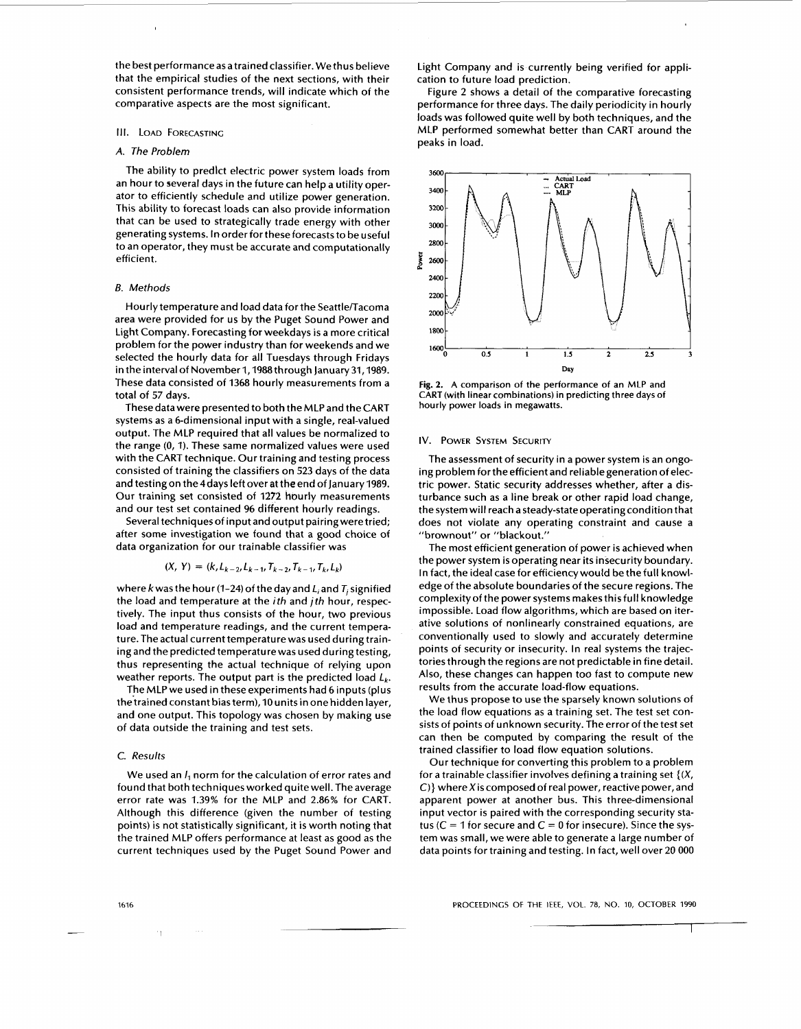the best performance as a trained classifier. We thus believe that the empirical studies of the next sections, with their consistent performance trends, will indicate which of the comparative aspects are the most significant.

## III. Load Forecasting

### A. The Problem

The ability to predict electric power system loads from an hour to several days in the future can help a utility operator to efficiently schedule and utilize power generation. This ability to forecast loads can also provide information that can be used to strategically trade energy with other generating systems. In order for these forecasts to be useful to an operator, they must be accurate and computationally efficient.

### B. Methods

Hourly temperature and load data for the Seattle/Tacoma area were provided for us by the Puget Sound Power and Light Company. Forecasting for weekdays is a more critical problem for the power industry than for weekends and we selected the hourly data for all Tuesdays through Fridays in the interval of November 1, 1988 through January 31, 1989. These data consisted of 1368 hourly measurements from a total of 57 days.

These data were presented to both the MLP and the CART systems as a 6-dimensional input with a single, real-valued output. The MLP required that all values be normalized to the range (0, 1). These same normalized values were used with the CART technique. Our training and testing process consisted of training the classifiers on 523 days of the data and testing on the 4 days left over at the end of January 1989. Our training set consisted of 1272 hourly measurements and our test set contained 96 different hourly readings.

Several techniques of input and output pairing were tried; after some investigation we found that a good choice of data organization for our trainable classifier was

$$(X, Y) = (k, L_{k-2}, L_{k-1}, T_{k-2}, T_{k-1}, T_k, L_k)$$

where $k$ was the hour (1-24) of the day and $L_i$ and $T_j$ signified the load and temperature at the $i$th and $j$th hour, respectively. The input thus consists of the hour, two previous load and temperature readings, and the current temperature. The actual current temperature was used during training and the predicted temperature was used during testing, thus representing the actual technique of relying upon weather reports. The output part is the predicted load $L_k$.

The MLP we used in these experiments had 6 inputs (plus the trained constant bias term), 10 units in one hidden layer, and one output. This topology was chosen by making use of data outside the training and test sets.

### C. Results

We used an $l_1$ norm for the calculation of error rates and found that both techniques worked quite well. The average error rate was 1.39% for the MLP and 2.86% for CART. Although this difference (given the number of testing points) is not statistically significant, it is worth noting that the trained MLP offers performance at least as good as the current techniques used by the Puget Sound Power and Light Company and is currently being verified for application to future load prediction.

Figure 2 shows a detail of the comparative forecasting performance for three days. The daily periodicity in hourly loads was followed quite well by both techniques, and the MLP performed somewhat better than CART around the peaks in load.

**Fig. 2.** A comparison of the performance of an MLP and CART (with linear combinations) in predicting three days of hourly power loads in megawatts.

## IV. Power System Security

The assessment of security in a power system is an ongoing problem for the efficient and reliable generation of electric power. Static security addresses whether, after a disturbance such as a line break or other rapid load change, the system will reach a steady-state operating condition that does not violate any operating constraint and cause a "brownout" or "blackout."

The most efficient generation of power is achieved when the power system is operating near its insecurity boundary. In fact, the ideal case for efficiency would be the full knowledge of the absolute boundaries of the secure regions. The complexity of the power systems makes this full knowledge impossible. Load flow algorithms, which are based on iterative solutions of nonlinearly constrained equations, are conventionally used to slowly and accurately determine points of security or insecurity. In real systems the trajectories through the regions are not predictable in fine detail. Also, these changes can happen too fast to compute new results from the accurate load-flow equations.

We thus propose to use the sparsely known solutions of the load flow equations as a training set. The test set consists of points of unknown security. The error of the test set can then be computed by comparing the result of the trained classifier to load flow equation solutions.

Our technique for converting this problem to a problem for a trainable classifier involves defining a training set $\{(X, C)\}$ where $X$ is composed of real power, reactive power, and apparent power at another bus. This three-dimensional input vector is paired with the corresponding security status ($C = 1$ for secure and $C = 0$ for insecure). Since the system was small, we were able to generate a large number of data points for training and testing. In fact, well over 20 000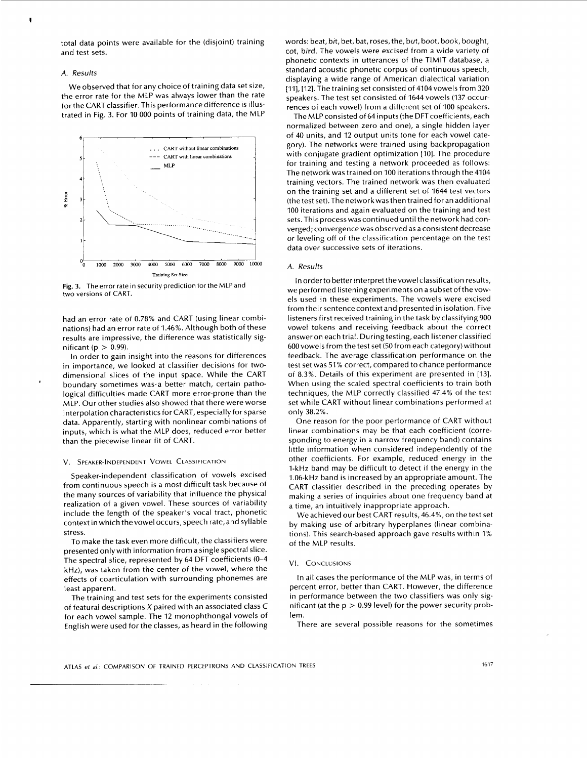total data points were available for the (disjoint) training and test sets.

### A. Results

We observed that for any choice of training data set size, the error rate for the MLP was always lower than the rate for the CART classifier. This performance difference is illustrated in Fig. 3. For 10 000 points of training data, the MLP had an error rate of 0.78% and CART (using linear combinations) had an error rate of 1.46%. Although both of these results are impressive, the difference was statistically significant ($p > 0.99$).

**Fig. 3.** The error rate in security prediction for the MLP and two versions of CART.

In order to gain insight into the reasons for differences in importance, we looked at classifier decisions for two-dimensional slices of the input space. While the CART boundary sometimes was a better match, certain pathological difficulties made CART more error-prone than the MLP. Our other studies also showed that there were worse interpolation characteristics for CART, especially for sparse data. Apparently, starting with nonlinear combinations of inputs, which is what the MLP does, reduced error better than the piecewise linear fit of CART.

## V. Speaker-Independent Vowel Classification

Speaker-independent classification of vowels excised from continuous speech is a most difficult task because of the many sources of variability that influence the physical realization of a given vowel. These sources of variability include the length of the speaker's vocal tract, phonetic context in which the vowel occurs, speech rate, and syllable stress.

To make the task even more difficult, the classifiers were presented only with information from a single spectral slice. The spectral slice, represented by 64 DFT coefficients (0–4 kHz), was taken from the center of the vowel, where the effects of coarticulation with surrounding phonemes are least apparent.

The training and test sets for the experiments consisted of featural descriptions $X$ paired with an associated class $C$ for each vowel sample. The 12 monophthongal vowels of English were used for the classes, as heard in the following words: b*ea*t, b*i*t, b*e*t, b*a*t, r*o*ses, th*e*, b*u*t, b*oo*t, b*oo*k, b*ou*ght, c*o*t, b*i*rd. The vowels were excised from a wide variety of phonetic contexts in utterances of the TIMIT database, a standard acoustic phonetic corpus of continuous speech, displaying a wide range of American dialectical variation [11], [12]. The training set consisted of 4104 vowels from 320 speakers. The test set consisted of 1644 vowels (137 occurrences of each vowel) from a different set of 100 speakers.

The MLP consisted of 64 inputs (the DFT coefficients, each normalized between zero and one), a single hidden layer of 40 units, and 12 output units (one for each vowel category). The networks were trained using backpropagation with conjugate gradient optimization [10]. The procedure for training and testing a network proceeded as follows: The network was trained on 100 iterations through the 4104 training vectors. The trained network was then evaluated on the training set and a different set of 1644 test vectors (the test set). The network was then trained for an additional 100 iterations and again evaluated on the training and test sets. This process was continued until the network had converged; convergence was observed as a consistent decrease or leveling off of the classification percentage on the test data over successive sets of iterations.

### A. Results

In order to better interpret the vowel classification results, we performed listening experiments on a subset of the vowels used in these experiments. The vowels were excised from their sentence context and presented in isolation. Five listeners first received training in the task by classifying 900 vowel tokens and receiving feedback about the correct answer on each trial. During testing, each listener classified 600 vowels from the test set (50 from each category) without feedback. The average classification performance on the test set was 51% correct, compared to chance performance of 8.3%. Details of this experiment are presented in [13]. When using the scaled spectral coefficients to train both techniques, the MLP correctly classified 47.4% of the test set while CART without linear combinations performed at only 38.2%.

One reason for the poor performance of CART without linear combinations may be that each coefficient (corresponding to energy in a narrow frequency band) contains little information when considered independently of the other coefficients. For example, reduced energy in the 1-kHz band may be difficult to detect if the energy in the 1.06-kHz band is increased by an appropriate amount. The CART classifier described in the preceding operates by making a series of inquiries about one frequency band at a time, an intuitively inappropriate approach.

We achieved our best CART results, 46.4%, on the test set by making use of arbitrary hyperplanes (linear combinations). This search-based approach gave results within 1% of the MLP results.

## VI. Conclusions

In all cases the performance of the MLP was, in terms of percent error, better than CART. However, the difference in performance between the two classifiers was only significant (at the $p > 0.99$ level) for the power security problem.

There are several possible reasons for the sometimes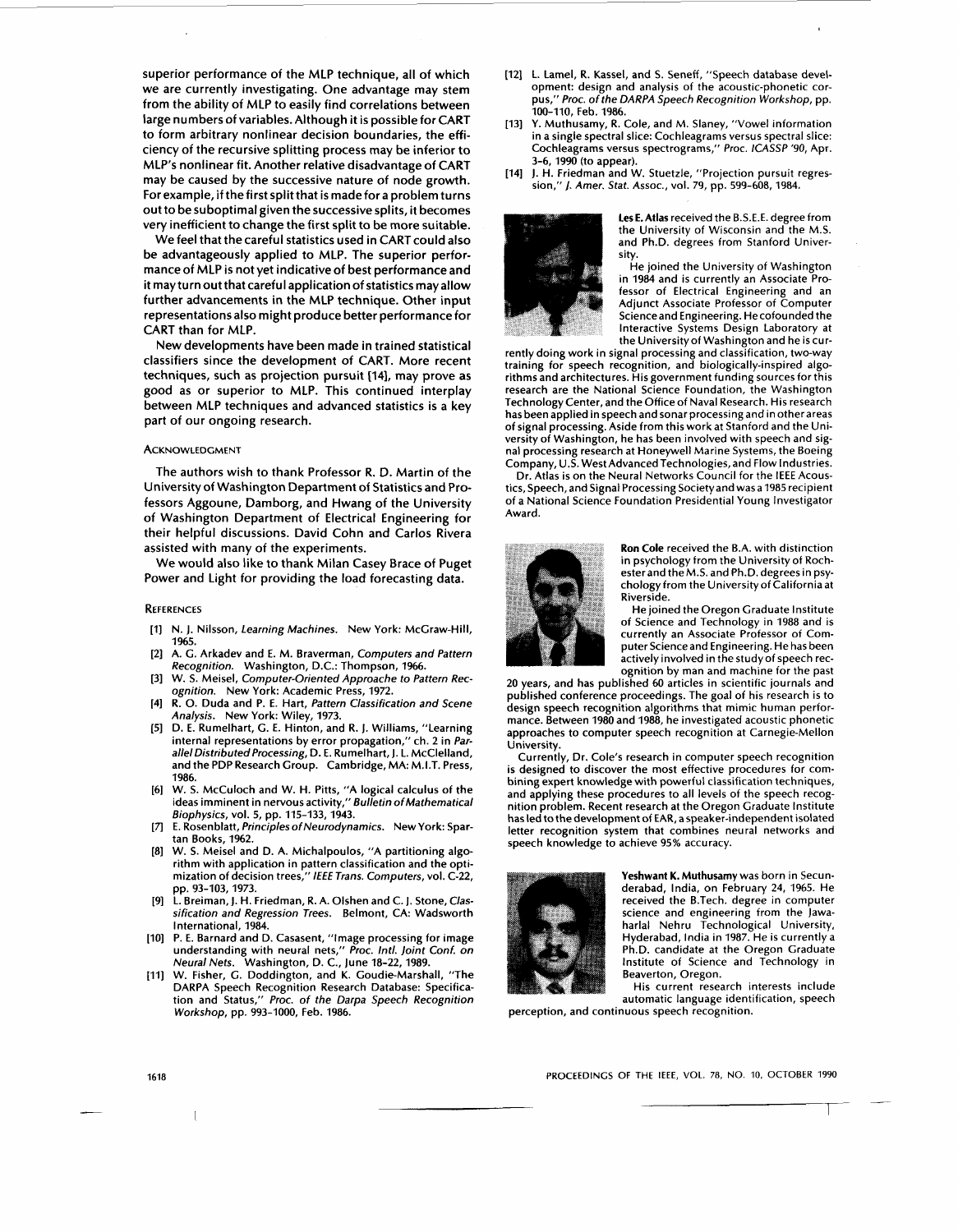superior performance of the MLP technique, all of which we are currently investigating. One advantage may stem from the ability of MLP to easily find correlations between large numbers of variables. Although it is possible for CART to form arbitrary nonlinear decision boundaries, the efficiency of the recursive splitting process may be inferior to MLP's nonlinear fit. Another relative disadvantage of CART may be caused by the successive nature of node growth. For example, if the first split that is made for a problem turns out to be suboptimal given the successive splits, it becomes very inefficient to change the first split to be more suitable.

We feel that the careful statistics used in CART could also be advantageously applied to MLP. The superior performance of MLP is not yet indicative of best performance and it may turn out that careful application of statistics may allow further advancements in the MLP technique. Other input representations also might produce better performance for CART than for MLP.

New developments have been made in trained statistical classifiers since the development of CART. More recent techniques, such as projection pursuit [14], may prove as good as or superior to MLP. This continued interplay between MLP techniques and advanced statistics is a key part of our ongoing research.

## Acknowledgment

The authors wish to thank Professor R. D. Martin of the University of Washington Department of Statistics and Professors Aggoune, Damborg, and Hwang of the University of Washington Department of Electrical Engineering for their helpful discussions. David Cohn and Carlos Rivera assisted with many of the experiments.

We would also like to thank Milan Casey Brace of Puget Power and Light for providing the load forecasting data.

## References

[1] N. J. Nilsson, *Learning Machines.* New York: McGraw-Hill, 1965.

[2] A. G. Arkadev and E. M. Braverman, *Computers and Pattern Recognition.* Washington, D.C.: Thompson, 1966.

[3] W. S. Meisel, *Computer-Oriented Approache to Pattern Recognition.* New York: Academic Press, 1972.

[4] R. O. Duda and P. E. Hart, *Pattern Classification and Scene Analysis.* New York: Wiley, 1973.

[5] D. E. Rumelhart, G. E. Hinton, and R. J. Williams, "Learning internal representations by error propagation," ch. 2 in *Parallel Distributed Processing,* D. E. Rumelhart, J. L. McClelland, and the PDP Research Group. Cambridge, MA: M.I.T. Press, 1986.

[6] W. S. McCulloch and W. H. Pitts, "A logical calculus of the ideas imminent in nervous activity," *Bulletin of Mathematical Biophysics,* vol. 5, pp. 115-133, 1943.

[7] E. Rosenblatt, *Principles of Neurodynamics.* New York: Spartan Books, 1962.

[8] W. S. Meisel and D. A. Michalpoulos, "A partitioning algorithm with application in pattern classification and the optimization of decision trees," *IEEE Trans. Computers,* vol. C-22, pp. 93-103, 1973.

[9] L. Breiman, J. H. Friedman, R. A. Olshen and C. J. Stone, *Classification and Regression Trees.* Belmont, CA: Wadsworth International, 1984.

[10] P. E. Barnard and D. Casasent, "Image processing for image understanding with neural nets," *Proc. Intl. Joint Conf. on Neural Nets.* Washington, D. C., June 18-22, 1989.

[11] W. Fisher, G. Doddington, and K. Goudie-Marshall, "The DARPA Speech Recognition Research Database: Specification and Status," *Proc. of the Darpa Speech Recognition Workshop,* pp. 993-1000, Feb. 1986.

[12] L. Lamel, R. Kassel, and S. Seneff, "Speech database development: design and analysis of the acoustic-phonetic corpus," *Proc. of the DARPA Speech Recognition Workshop,* pp. 100-110, Feb. 1986.

[13] Y. Muthusamy, R. Cole, and M. Slaney, "Vowel information in a single spectral slice: Cochleagrams versus spectral slice: Cochleagrams versus spectrograms," *Proc. ICASSP '90,* Apr. 3-6, 1990 (to appear).

[14] J. H. Friedman and W. Stuetzle, "Projection pursuit regression," *J. Amer. Stat. Assoc.,* vol. 79, pp. 599-608, 1984.

**Les E. Atlas** received the B.S.E.E. degree from the University of Wisconsin and the M.S. and Ph.D. degrees from Stanford University.

He joined the University of Washington in 1984 and is currently an Associate Professor of Electrical Engineering and an Adjunct Associate Professor of Computer Science and Engineering. He cofounded the Interactive Systems Design Laboratory at the University of Washington and he is currently doing work in signal processing and classification, two-way training for speech recognition, and biologically-inspired algorithms and architectures. His government funding sources for this research are the National Science Foundation, the Washington Technology Center, and the Office of Naval Research. His research has been applied in speech and sonar processing and in other areas of signal processing. Aside from this work at Stanford and the University of Washington, he has been involved with speech and signal processing research at Honeywell Marine Systems, the Boeing Company, U.S. West Advanced Technologies, and Flow Industries.

Dr. Atlas is on the Neural Networks Council for the IEEE Acoustics, Speech, and Signal Processing Society and was a 1985 recipient of a National Science Foundation Presidential Young Investigator Award.

**Ron Cole** received the B.A. with distinction in psychology from the University of Rochester and the M.S. and Ph.D. degrees in psychology from the University of California at Riverside.

He joined the Oregon Graduate Institute of Science and Technology in 1988 and is currently an Associate Professor of Computer Science and Engineering. He has been actively involved in the study of speech recognition by man and machine for the past 20 years, and has published 60 articles in scientific journals and published conference proceedings. The goal of his research is to design speech recognition algorithms that mimic human performance. Between 1980 and 1988, he investigated acoustic phonetic approaches to computer speech recognition at Carnegie-Mellon University.

Currently, Dr. Cole's research in computer speech recognition is designed to discover the most effective procedures for combining expert knowledge with powerful classification techniques, and applying these procedures to all levels of the speech recognition problem. Recent research at the Oregon Graduate Institute has led to the development of EAR, a speaker-independent isolated letter recognition system that combines neural networks and speech knowledge to achieve 95% accuracy.

**Yeshwant K. Muthusamy** was born in Secunderabad, India, on February 24, 1965. He received the B.Tech. degree in computer science and engineering from the Jawaharlal Nehru Technological University, Hyderabad, India in 1987. He is currently a Ph.D. candidate at the Oregon Graduate Institute of Science and Technology in Beaverton, Oregon.

His current research interests include automatic language identification, speech perception, and continuous speech recognition.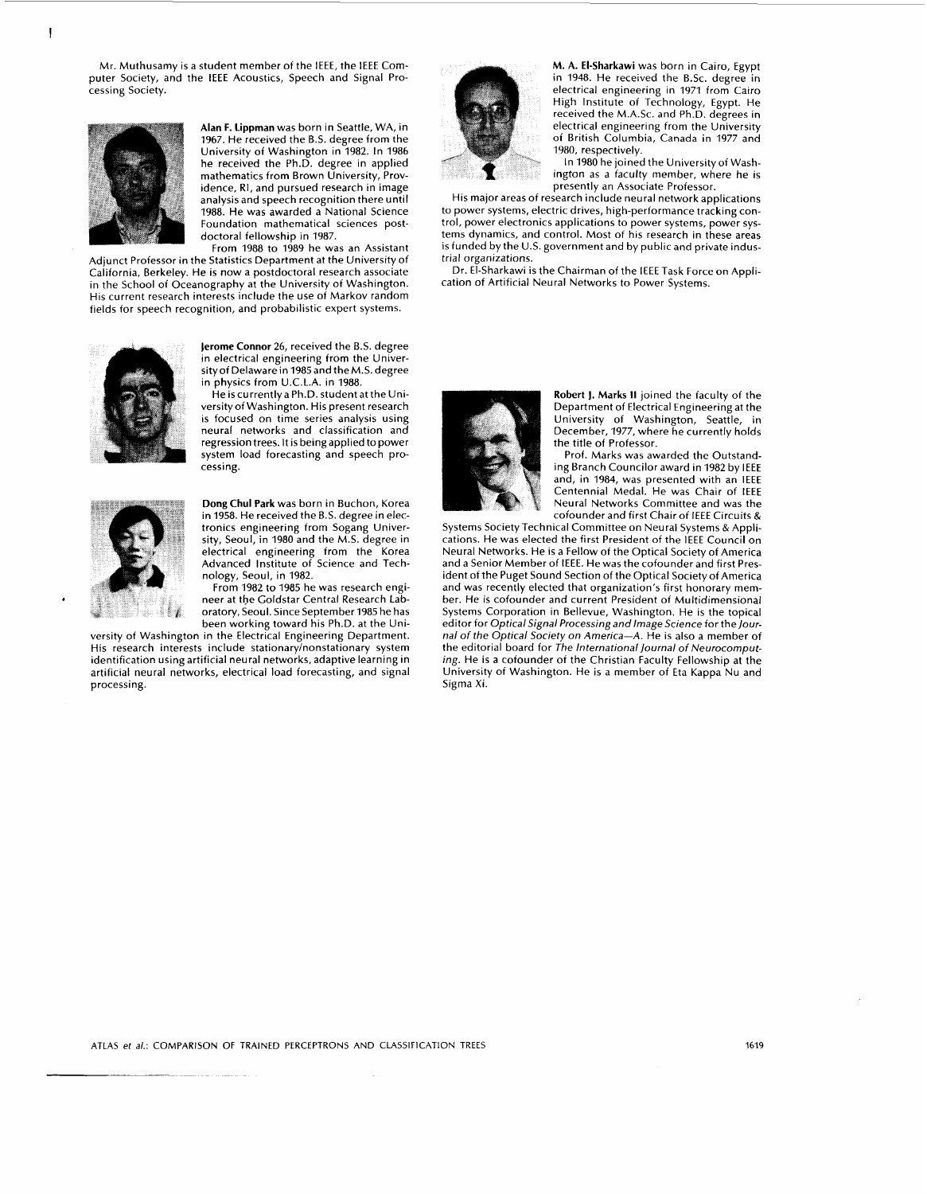Mr. Muthusamy is a student member of the IEEE, the IEEE Computer Society, and the IEEE Acoustics, Speech and Signal Processing Society.

**Alan F. Lippman** was born in Seattle, WA, in 1967. He received the B.S. degree from the University of Washington in 1982. In 1986 he received the Ph.D. degree in applied mathematics from Brown University, Providence, RI, and pursued research in image analysis and speech recognition there until 1988. He was awarded a National Science Foundation mathematical sciences postdoctoral fellowship in 1987.

From 1988 to 1989 he was an Assistant Adjunct Professor in the Statistics Department at the University of California, Berkeley. He is now a postdoctoral research associate in the School of Oceanography at the University of Washington. His current research interests include the use of Markov random fields for speech recognition, and probabilistic expert systems.

**Jerome Connor** 26, received the B.S. degree in electrical engineering from the University of Delaware in 1985 and the M.S. degree in physics from U.C.L.A. in 1988.

He is currently a Ph.D. student at the University of Washington. His present research is focused on time series analysis using neural networks and classification and regression trees. It is being applied to power system load forecasting and speech processing.

**Dong Chul Park** was born in Buchon, Korea in 1958. He received the B.S. degree in electronics engineering from Sogang University, Seoul, in 1980 and the M.S. degree in electrical engineering from the Korea Advanced Institute of Science and Technology, Seoul, in 1982.

From 1982 to 1985 he was research engineer at the Goldstar Central Research Laboratory, Seoul. Since September 1985 he has been working toward his Ph.D. at the University of Washington in the Electrical Engineering Department. His research interests include stationary/nonstationary system identification using artificial neural networks, adaptive learning in artificial neural networks, electrical load forecasting, and signal processing.

**M. A. El-Sharkawi** was born in Cairo, Egypt in 1948. He received the B.Sc. degree in electrical engineering in 1971 from Cairo High Institute of Technology, Egypt. He received the M.A.Sc. and Ph.D. degrees in electrical engineering from the University of British Columbia, Canada in 1977 and 1980, respectively.

In 1980 he joined the University of Washington as a faculty member, where he is presently an Associate Professor.

His major areas of research include neural network applications to power systems, electric drives, high-performance tracking control, power electronics applications to power systems, power systems dynamics, and control. Most of his research in these areas is funded by the U.S. government and by public and private industrial organizations.

Dr. El-Sharkawi is the Chairman of the IEEE Task Force on Application of Artificial Neural Networks to Power Systems.

**Robert J. Marks II** joined the faculty of the Department of Electrical Engineering at the University of Washington, Seattle, in December, 1977, where he currently holds the title of Professor.

Prof. Marks was awarded the Outstanding Branch Councilor award in 1982 by IEEE and, in 1984, was presented with an IEEE Centennial Medal. He was Chair of IEEE Neural Networks Committee and was the cofounder and first Chair of IEEE Circuits & Systems Society Technical Committee on Neural Systems & Applications. He was elected the first President of the IEEE Council on Neural Networks. He is a Fellow of the Optical Society of America and a Senior Member of IEEE. He was the cofounder and first President of the Puget Sound Section of the Optical Society of America and was recently elected that organization's first honorary member. He is cofounder and current President of Multidimensional Systems Corporation in Bellevue, Washington. He is the topical editor for *Optical Signal Processing and Image Science* for the *Journal of the Optical Society on America—A*. He is also a member of the editorial board for *The International Journal of Neurocomputing*. He is a cofounder of the Christian Faculty Fellowship at the University of Washington. He is a member of Eta Kappa Nu and Sigma Xi.